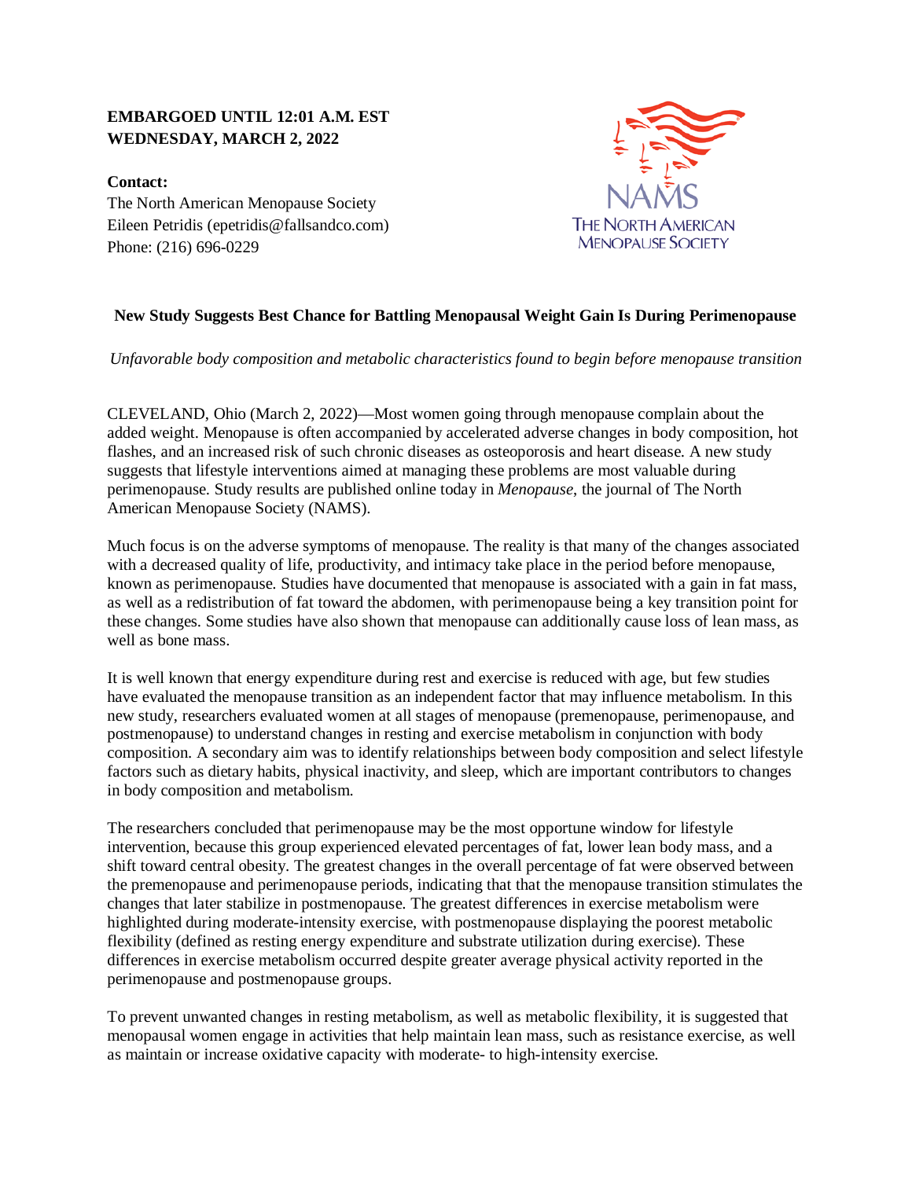**EMBARGOED UNTIL 12:01 A.M. EST**
**WEDNESDAY, MARCH 2, 2022**

**Contact:**
The North American Menopause Society
Eileen Petridis (epetridis@fallsandco.com)
Phone: (216) 696-0229

NAMS
THE NORTH AMERICAN MENOPAUSE SOCIETY

## New Study Suggests Best Chance for Battling Menopausal Weight Gain Is During Perimenopause

*Unfavorable body composition and metabolic characteristics found to begin before menopause transition*

CLEVELAND, Ohio (March 2, 2022)—Most women going through menopause complain about the added weight. Menopause is often accompanied by accelerated adverse changes in body composition, hot flashes, and an increased risk of such chronic diseases as osteoporosis and heart disease. A new study suggests that lifestyle interventions aimed at managing these problems are most valuable during perimenopause. Study results are published online today in *Menopause*, the journal of The North American Menopause Society (NAMS).

Much focus is on the adverse symptoms of menopause. The reality is that many of the changes associated with a decreased quality of life, productivity, and intimacy take place in the period before menopause, known as perimenopause. Studies have documented that menopause is associated with a gain in fat mass, as well as a redistribution of fat toward the abdomen, with perimenopause being a key transition point for these changes. Some studies have also shown that menopause can additionally cause loss of lean mass, as well as bone mass.

It is well known that energy expenditure during rest and exercise is reduced with age, but few studies have evaluated the menopause transition as an independent factor that may influence metabolism. In this new study, researchers evaluated women at all stages of menopause (premenopause, perimenopause, and postmenopause) to understand changes in resting and exercise metabolism in conjunction with body composition. A secondary aim was to identify relationships between body composition and select lifestyle factors such as dietary habits, physical inactivity, and sleep, which are important contributors to changes in body composition and metabolism.

The researchers concluded that perimenopause may be the most opportune window for lifestyle intervention, because this group experienced elevated percentages of fat, lower lean body mass, and a shift toward central obesity. The greatest changes in the overall percentage of fat were observed between the premenopause and perimenopause periods, indicating that that the menopause transition stimulates the changes that later stabilize in postmenopause. The greatest differences in exercise metabolism were highlighted during moderate-intensity exercise, with postmenopause displaying the poorest metabolic flexibility (defined as resting energy expenditure and substrate utilization during exercise). These differences in exercise metabolism occurred despite greater average physical activity reported in the perimenopause and postmenopause groups.

To prevent unwanted changes in resting metabolism, as well as metabolic flexibility, it is suggested that menopausal women engage in activities that help maintain lean mass, such as resistance exercise, as well as maintain or increase oxidative capacity with moderate- to high-intensity exercise.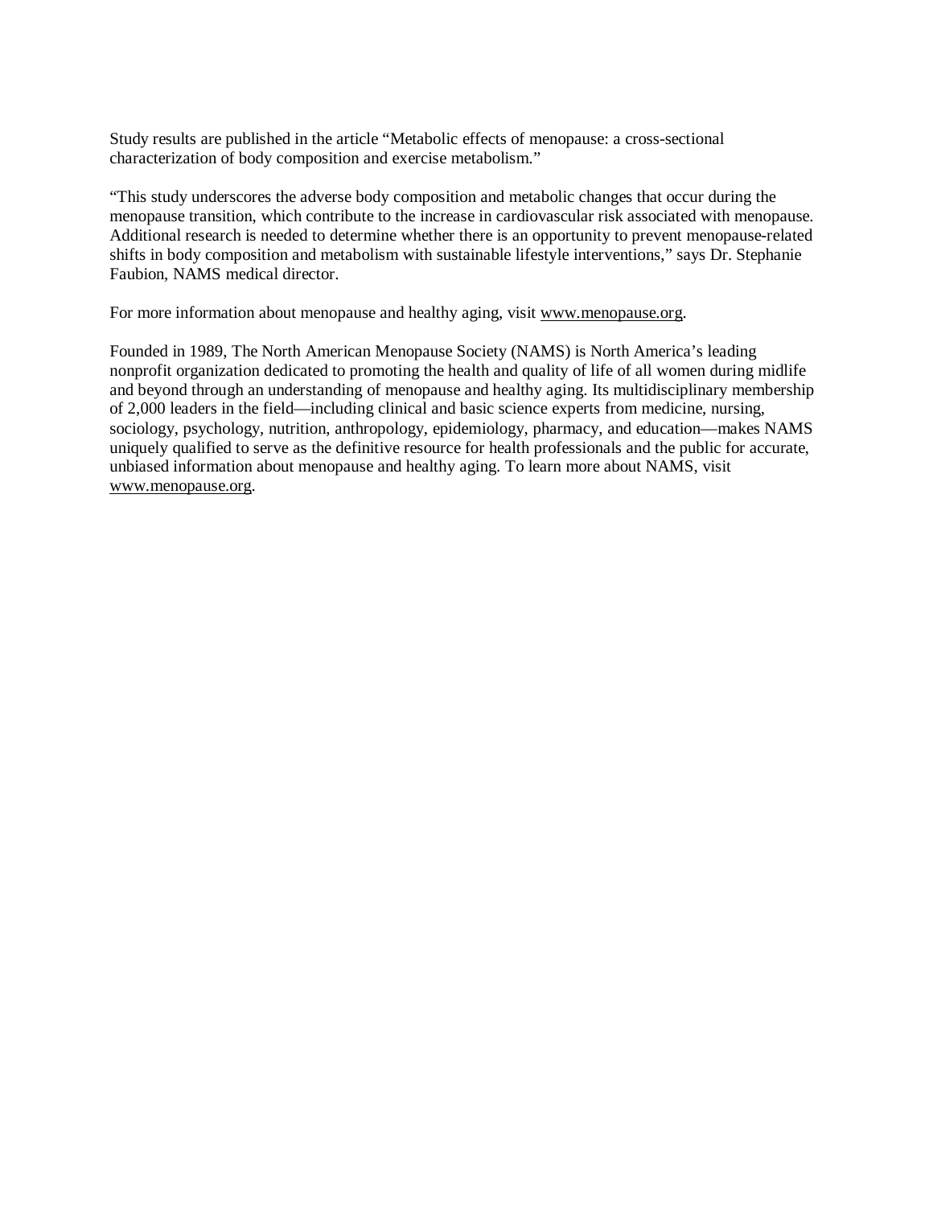Study results are published in the article “Metabolic effects of menopause: a cross-sectional characterization of body composition and exercise metabolism.”

“This study underscores the adverse body composition and metabolic changes that occur during the menopause transition, which contribute to the increase in cardiovascular risk associated with menopause. Additional research is needed to determine whether there is an opportunity to prevent menopause-related shifts in body composition and metabolism with sustainable lifestyle interventions,” says Dr. Stephanie Faubion, NAMS medical director.

For more information about menopause and healthy aging, visit www.menopause.org.

Founded in 1989, The North American Menopause Society (NAMS) is North America’s leading nonprofit organization dedicated to promoting the health and quality of life of all women during midlife and beyond through an understanding of menopause and healthy aging. Its multidisciplinary membership of 2,000 leaders in the field—including clinical and basic science experts from medicine, nursing, sociology, psychology, nutrition, anthropology, epidemiology, pharmacy, and education—makes NAMS uniquely qualified to serve as the definitive resource for health professionals and the public for accurate, unbiased information about menopause and healthy aging. To learn more about NAMS, visit www.menopause.org.